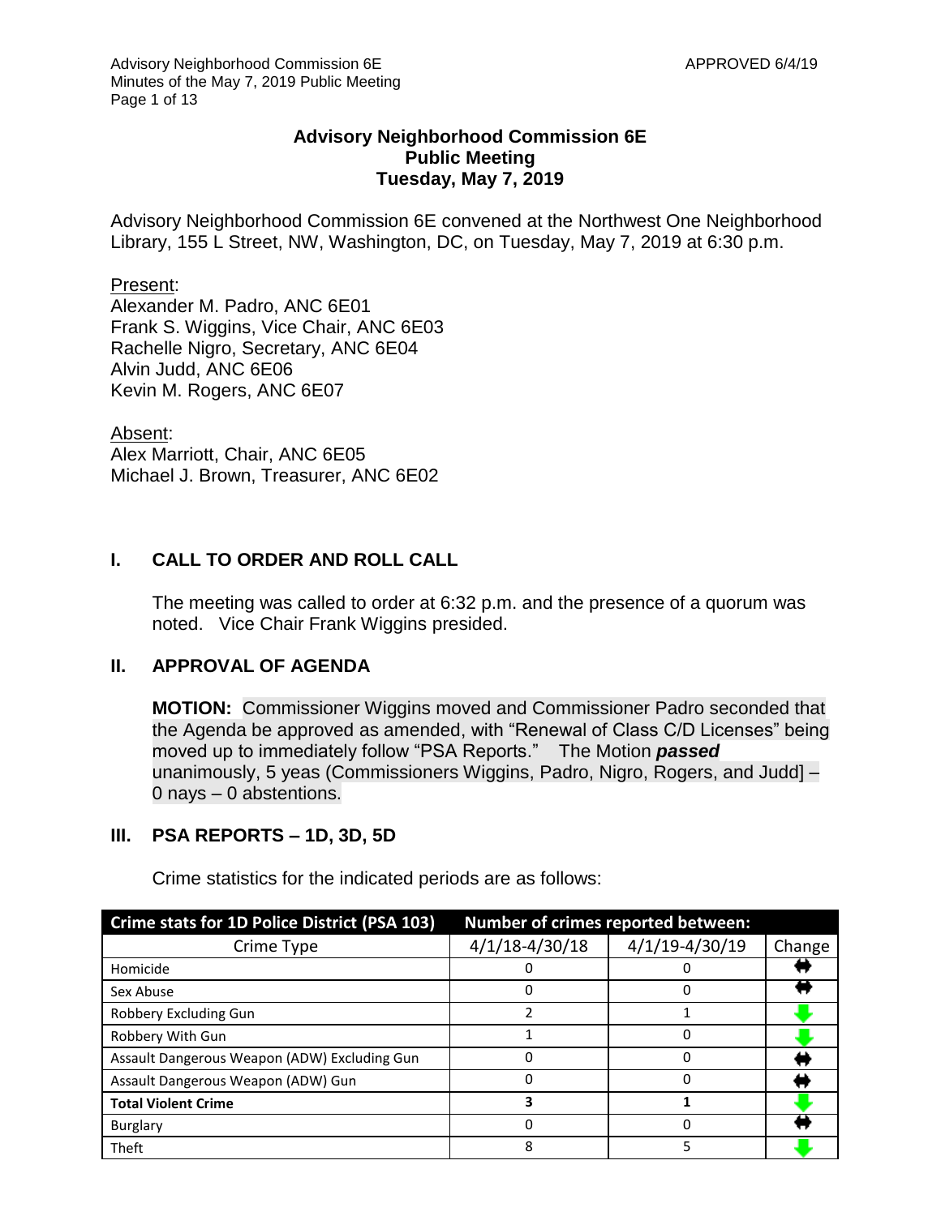# Advisory Neighborhood Commission 6E
## Public Meeting
## Tuesday, May 7, 2019

Advisory Neighborhood Commission 6E convened at the Northwest One Neighborhood Library, 155 L Street, NW, Washington, DC, on Tuesday, May 7, 2019 at 6:30 p.m.

Present:
Alexander M. Padro, ANC 6E01
Frank S. Wiggins, Vice Chair, ANC 6E03
Rachelle Nigro, Secretary, ANC 6E04
Alvin Judd, ANC 6E06
Kevin M. Rogers, ANC 6E07

Absent:
Alex Marriott, Chair, ANC 6E05
Michael J. Brown, Treasurer, ANC 6E02

## I. CALL TO ORDER AND ROLL CALL

The meeting was called to order at 6:32 p.m. and the presence of a quorum was noted. Vice Chair Frank Wiggins presided.

## II. APPROVAL OF AGENDA

**MOTION:** Commissioner Wiggins moved and Commissioner Padro seconded that the Agenda be approved as amended, with "Renewal of Class C/D Licenses" being moved up to immediately follow "PSA Reports." The Motion ***passed*** unanimously, 5 yeas (Commissioners Wiggins, Padro, Nigro, Rogers, and Judd] – 0 nays – 0 abstentions.

## III. PSA REPORTS – 1D, 3D, 5D

Crime statistics for the indicated periods are as follows:

| Crime stats for 1D Police District (PSA 103) | Number of crimes reported between: | | |
|---|---|---|---|
| Crime Type | 4/1/18-4/30/18 | 4/1/19-4/30/19 | Change |
| Homicide | 0 | 0 | ⇔ |
| Sex Abuse | 0 | 0 | ⇔ |
| Robbery Excluding Gun | 2 | 1 | ⬇ |
| Robbery With Gun | 1 | 0 | ⬇ |
| Assault Dangerous Weapon (ADW) Excluding Gun | 0 | 0 | ⇔ |
| Assault Dangerous Weapon (ADW) Gun | 0 | 0 | ⇔ |
| **Total Violent Crime** | **3** | **1** | ⬇ |
| Burglary | 0 | 0 | ⇔ |
| Theft | 8 | 5 | ⬇ |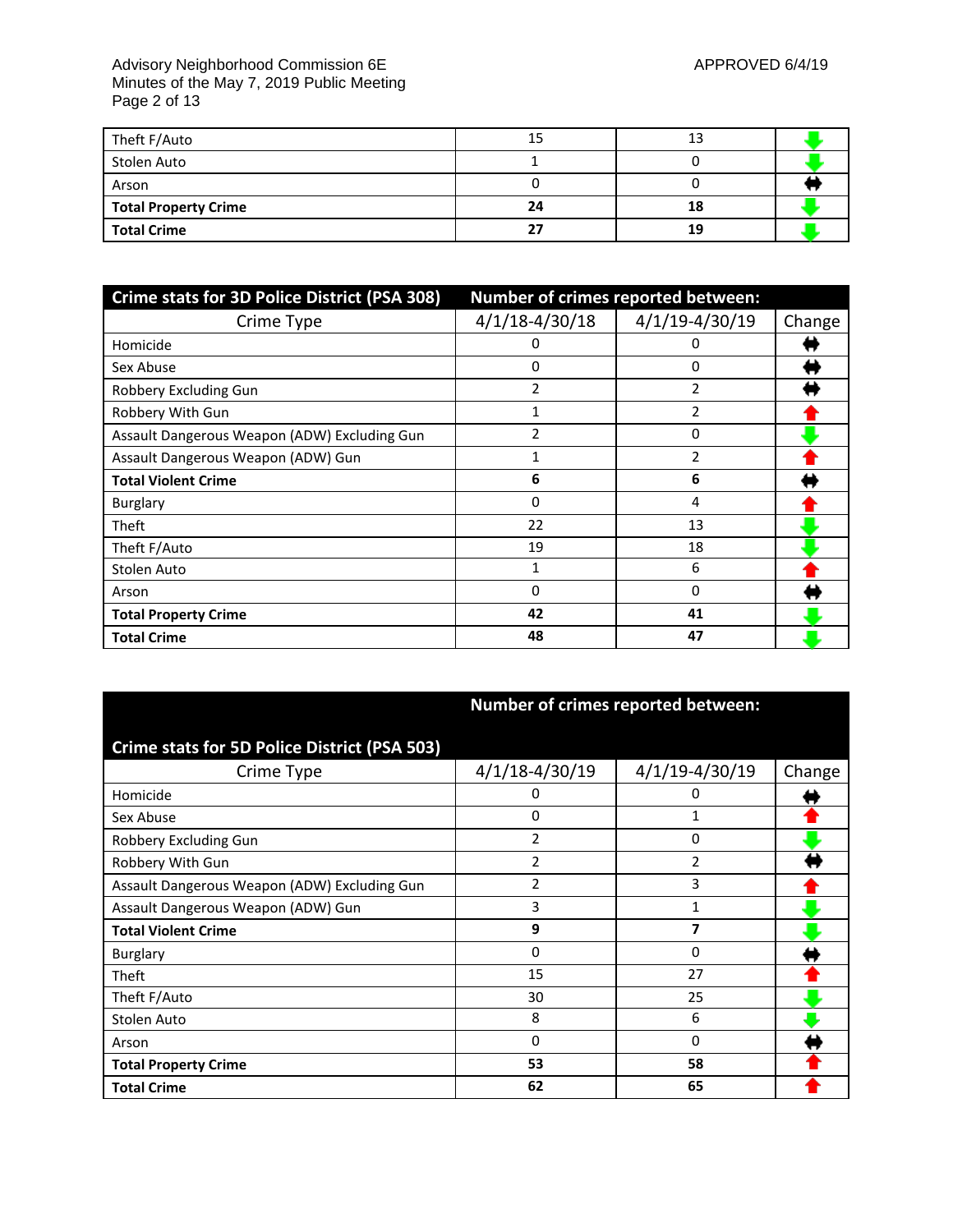| Theft F/Auto | 15 | 13 | ⬇ |
|---|---|---|---|
| Stolen Auto | 1 | 0 | ⬇ |
| Arson | 0 | 0 | ⬌ |
| **Total Property Crime** | **24** | **18** | ⬇ |
| **Total Crime** | **27** | **19** | ⬇ |

| **Crime stats for 3D Police District (PSA 308)** | **Number of crimes reported between:** | | |
|---|---|---|---|
| Crime Type | 4/1/18-4/30/18 | 4/1/19-4/30/19 | Change |
| Homicide | 0 | 0 | ⬌ |
| Sex Abuse | 0 | 0 | ⬌ |
| Robbery Excluding Gun | 2 | 2 | ⬌ |
| Robbery With Gun | 1 | 2 | ⬆ |
| Assault Dangerous Weapon (ADW) Excluding Gun | 2 | 0 | ⬇ |
| Assault Dangerous Weapon (ADW) Gun | 1 | 2 | ⬆ |
| **Total Violent Crime** | **6** | **6** | ⬌ |
| Burglary | 0 | 4 | ⬆ |
| Theft | 22 | 13 | ⬇ |
| Theft F/Auto | 19 | 18 | ⬇ |
| Stolen Auto | 1 | 6 | ⬆ |
| Arson | 0 | 0 | ⬌ |
| **Total Property Crime** | **42** | **41** | ⬇ |
| **Total Crime** | **48** | **47** | ⬇ |

| **Crime stats for 5D Police District (PSA 503)** | **Number of crimes reported between:** | | |
|---|---|---|---|
| Crime Type | 4/1/18-4/30/19 | 4/1/19-4/30/19 | Change |
| Homicide | 0 | 0 | ⬌ |
| Sex Abuse | 0 | 1 | ⬆ |
| Robbery Excluding Gun | 2 | 0 | ⬇ |
| Robbery With Gun | 2 | 2 | ⬌ |
| Assault Dangerous Weapon (ADW) Excluding Gun | 2 | 3 | ⬆ |
| Assault Dangerous Weapon (ADW) Gun | 3 | 1 | ⬇ |
| **Total Violent Crime** | **9** | **7** | ⬇ |
| Burglary | 0 | 0 | ⬌ |
| Theft | 15 | 27 | ⬆ |
| Theft F/Auto | 30 | 25 | ⬇ |
| Stolen Auto | 8 | 6 | ⬇ |
| Arson | 0 | 0 | ⬌ |
| **Total Property Crime** | **53** | **58** | ⬆ |
| **Total Crime** | **62** | **65** | ⬆ |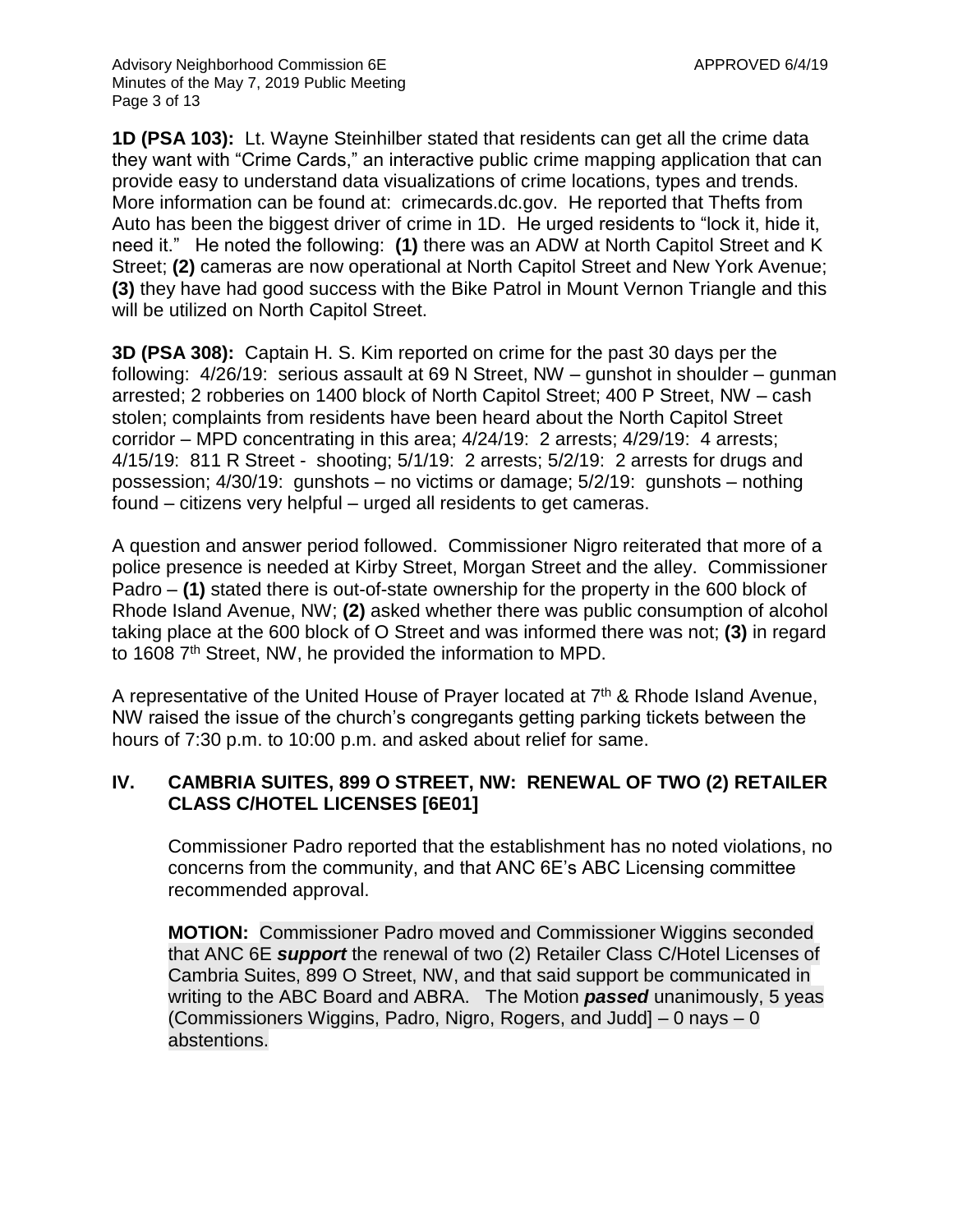**1D (PSA 103):** Lt. Wayne Steinhilber stated that residents can get all the crime data they want with "Crime Cards," an interactive public crime mapping application that can provide easy to understand data visualizations of crime locations, types and trends. More information can be found at: crimecards.dc.gov. He reported that Thefts from Auto has been the biggest driver of crime in 1D. He urged residents to "lock it, hide it, need it." He noted the following: **(1)** there was an ADW at North Capitol Street and K Street; **(2)** cameras are now operational at North Capitol Street and New York Avenue; **(3)** they have had good success with the Bike Patrol in Mount Vernon Triangle and this will be utilized on North Capitol Street.

**3D (PSA 308):** Captain H. S. Kim reported on crime for the past 30 days per the following: 4/26/19: serious assault at 69 N Street, NW – gunshot in shoulder – gunman arrested; 2 robberies on 1400 block of North Capitol Street; 400 P Street, NW – cash stolen; complaints from residents have been heard about the North Capitol Street corridor – MPD concentrating in this area; 4/24/19: 2 arrests; 4/29/19: 4 arrests; 4/15/19: 811 R Street - shooting; 5/1/19: 2 arrests; 5/2/19: 2 arrests for drugs and possession; 4/30/19: gunshots – no victims or damage; 5/2/19: gunshots – nothing found – citizens very helpful – urged all residents to get cameras.

A question and answer period followed. Commissioner Nigro reiterated that more of a police presence is needed at Kirby Street, Morgan Street and the alley. Commissioner Padro – **(1)** stated there is out-of-state ownership for the property in the 600 block of Rhode Island Avenue, NW; **(2)** asked whether there was public consumption of alcohol taking place at the 600 block of O Street and was informed there was not; **(3)** in regard to 1608 7th Street, NW, he provided the information to MPD.

A representative of the United House of Prayer located at 7th & Rhode Island Avenue, NW raised the issue of the church's congregants getting parking tickets between the hours of 7:30 p.m. to 10:00 p.m. and asked about relief for same.

## IV. CAMBRIA SUITES, 899 O STREET, NW: RENEWAL OF TWO (2) RETAILER CLASS C/HOTEL LICENSES [6E01]

Commissioner Padro reported that the establishment has no noted violations, no concerns from the community, and that ANC 6E's ABC Licensing committee recommended approval.

**MOTION:** Commissioner Padro moved and Commissioner Wiggins seconded that ANC 6E ***support*** the renewal of two (2) Retailer Class C/Hotel Licenses of Cambria Suites, 899 O Street, NW, and that said support be communicated in writing to the ABC Board and ABRA. The Motion ***passed*** unanimously, 5 yeas (Commissioners Wiggins, Padro, Nigro, Rogers, and Judd] – 0 nays – 0 abstentions.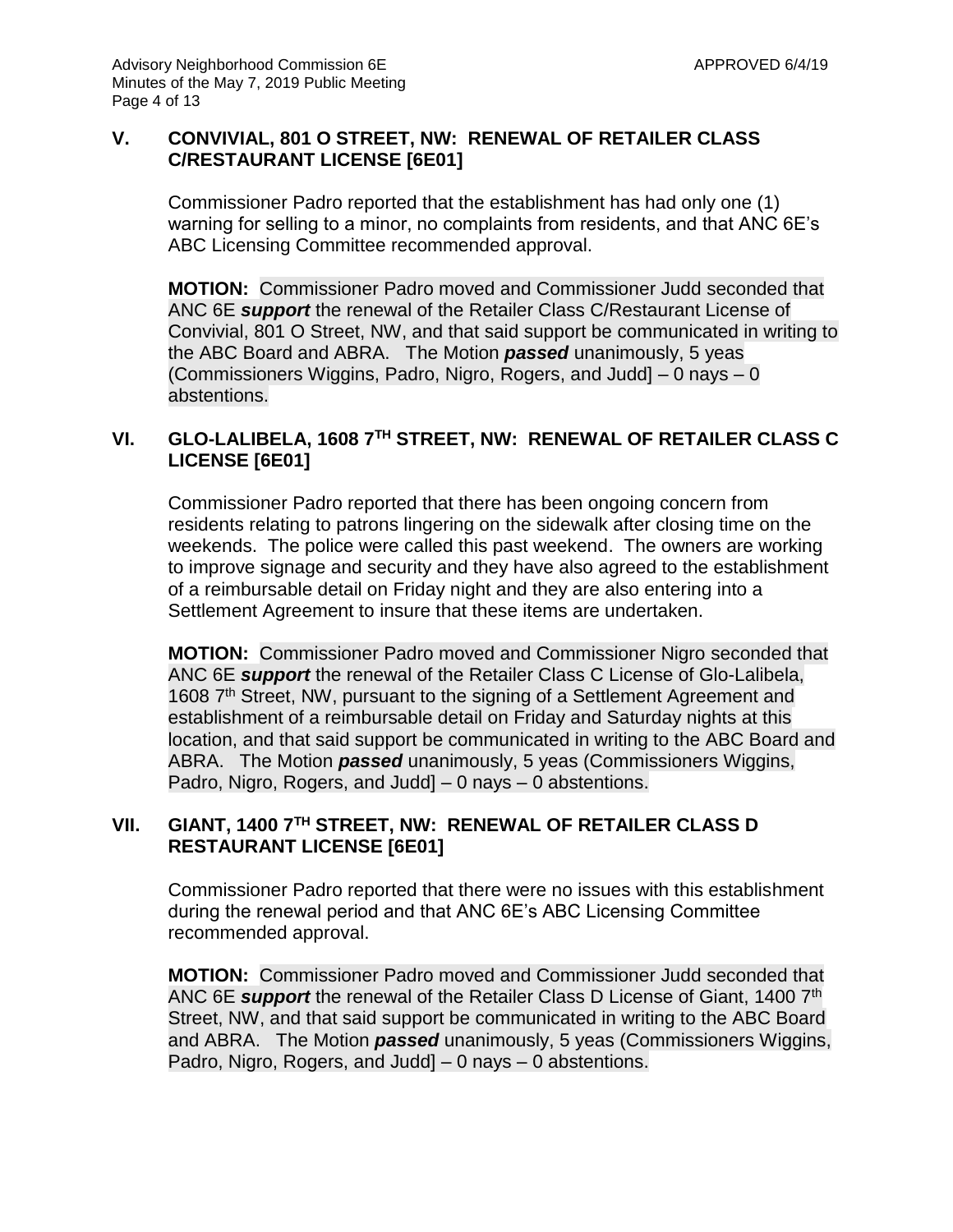## V. CONVIVIAL, 801 O STREET, NW: RENEWAL OF RETAILER CLASS C/RESTAURANT LICENSE [6E01]

Commissioner Padro reported that the establishment has had only one (1) warning for selling to a minor, no complaints from residents, and that ANC 6E's ABC Licensing Committee recommended approval.

**MOTION:** Commissioner Padro moved and Commissioner Judd seconded that ANC 6E ***support*** the renewal of the Retailer Class C/Restaurant License of Convivial, 801 O Street, NW, and that said support be communicated in writing to the ABC Board and ABRA. The Motion ***passed*** unanimously, 5 yeas (Commissioners Wiggins, Padro, Nigro, Rogers, and Judd] – 0 nays – 0 abstentions.

## VI. GLO-LALIBELA, 1608 7TH STREET, NW: RENEWAL OF RETAILER CLASS C LICENSE [6E01]

Commissioner Padro reported that there has been ongoing concern from residents relating to patrons lingering on the sidewalk after closing time on the weekends. The police were called this past weekend. The owners are working to improve signage and security and they have also agreed to the establishment of a reimbursable detail on Friday night and they are also entering into a Settlement Agreement to insure that these items are undertaken.

**MOTION:** Commissioner Padro moved and Commissioner Nigro seconded that ANC 6E ***support*** the renewal of the Retailer Class C License of Glo-Lalibela, 1608 7th Street, NW, pursuant to the signing of a Settlement Agreement and establishment of a reimbursable detail on Friday and Saturday nights at this location, and that said support be communicated in writing to the ABC Board and ABRA. The Motion ***passed*** unanimously, 5 yeas (Commissioners Wiggins, Padro, Nigro, Rogers, and Judd] – 0 nays – 0 abstentions.

## VII. GIANT, 1400 7TH STREET, NW: RENEWAL OF RETAILER CLASS D RESTAURANT LICENSE [6E01]

Commissioner Padro reported that there were no issues with this establishment during the renewal period and that ANC 6E's ABC Licensing Committee recommended approval.

**MOTION:** Commissioner Padro moved and Commissioner Judd seconded that ANC 6E ***support*** the renewal of the Retailer Class D License of Giant, 1400 7th Street, NW, and that said support be communicated in writing to the ABC Board and ABRA. The Motion ***passed*** unanimously, 5 yeas (Commissioners Wiggins, Padro, Nigro, Rogers, and Judd] – 0 nays – 0 abstentions.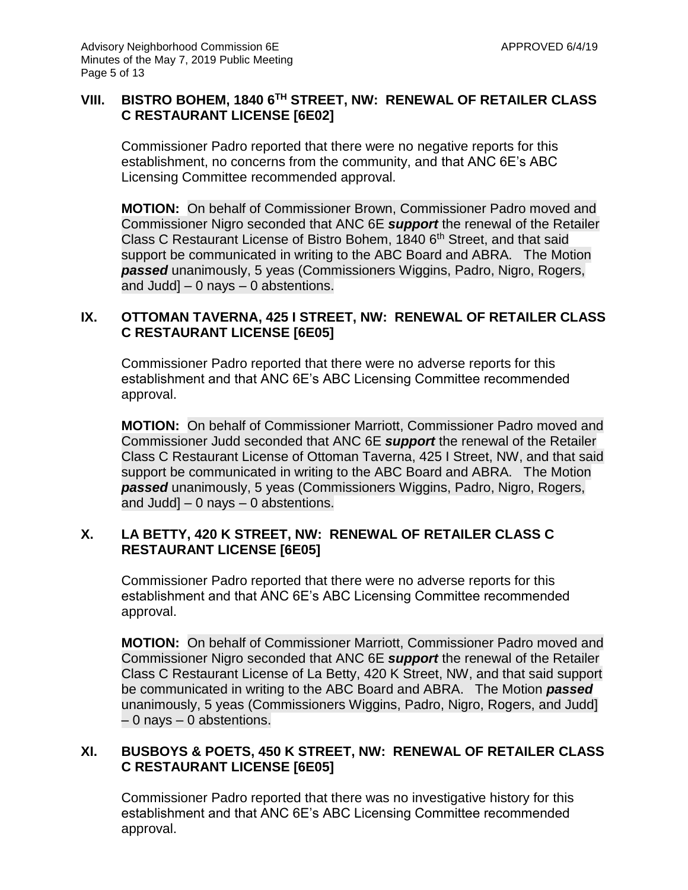## VIII. BISTRO BOHEM, 1840 6TH STREET, NW: RENEWAL OF RETAILER CLASS C RESTAURANT LICENSE [6E02]

Commissioner Padro reported that there were no negative reports for this establishment, no concerns from the community, and that ANC 6E's ABC Licensing Committee recommended approval.

**MOTION:** On behalf of Commissioner Brown, Commissioner Padro moved and Commissioner Nigro seconded that ANC 6E ***support*** the renewal of the Retailer Class C Restaurant License of Bistro Bohem, 1840 6th Street, and that said support be communicated in writing to the ABC Board and ABRA. The Motion ***passed*** unanimously, 5 yeas (Commissioners Wiggins, Padro, Nigro, Rogers, and Judd] – 0 nays – 0 abstentions.

## IX. OTTOMAN TAVERNA, 425 I STREET, NW: RENEWAL OF RETAILER CLASS C RESTAURANT LICENSE [6E05]

Commissioner Padro reported that there were no adverse reports for this establishment and that ANC 6E's ABC Licensing Committee recommended approval.

**MOTION:** On behalf of Commissioner Marriott, Commissioner Padro moved and Commissioner Judd seconded that ANC 6E ***support*** the renewal of the Retailer Class C Restaurant License of Ottoman Taverna, 425 I Street, NW, and that said support be communicated in writing to the ABC Board and ABRA. The Motion ***passed*** unanimously, 5 yeas (Commissioners Wiggins, Padro, Nigro, Rogers, and Judd] – 0 nays – 0 abstentions.

## X. LA BETTY, 420 K STREET, NW: RENEWAL OF RETAILER CLASS C RESTAURANT LICENSE [6E05]

Commissioner Padro reported that there were no adverse reports for this establishment and that ANC 6E's ABC Licensing Committee recommended approval.

**MOTION:** On behalf of Commissioner Marriott, Commissioner Padro moved and Commissioner Nigro seconded that ANC 6E ***support*** the renewal of the Retailer Class C Restaurant License of La Betty, 420 K Street, NW, and that said support be communicated in writing to the ABC Board and ABRA. The Motion ***passed*** unanimously, 5 yeas (Commissioners Wiggins, Padro, Nigro, Rogers, and Judd] – 0 nays – 0 abstentions.

## XI. BUSBOYS & POETS, 450 K STREET, NW: RENEWAL OF RETAILER CLASS C RESTAURANT LICENSE [6E05]

Commissioner Padro reported that there was no investigative history for this establishment and that ANC 6E's ABC Licensing Committee recommended approval.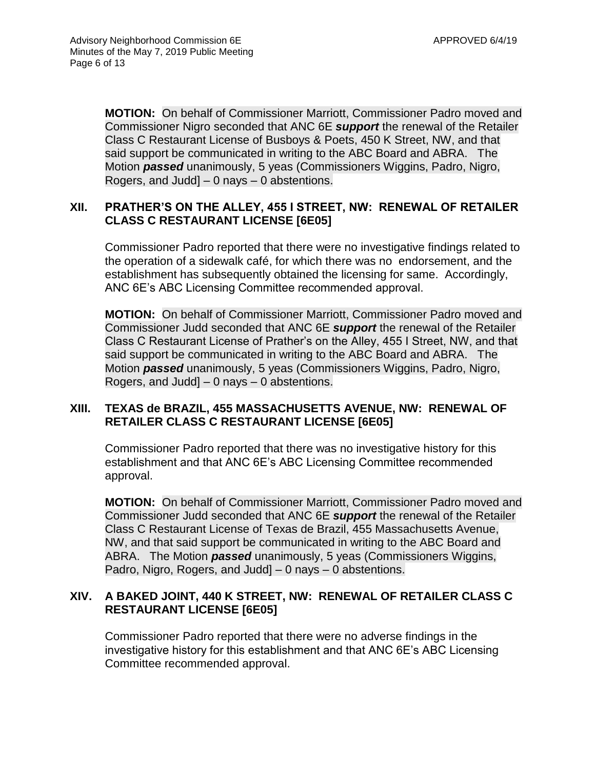**MOTION:** On behalf of Commissioner Marriott, Commissioner Padro moved and Commissioner Nigro seconded that ANC 6E ***support*** the renewal of the Retailer Class C Restaurant License of Busboys & Poets, 450 K Street, NW, and that said support be communicated in writing to the ABC Board and ABRA. The Motion ***passed*** unanimously, 5 yeas (Commissioners Wiggins, Padro, Nigro, Rogers, and Judd] – 0 nays – 0 abstentions.

## XII. PRATHER'S ON THE ALLEY, 455 I STREET, NW: RENEWAL OF RETAILER CLASS C RESTAURANT LICENSE [6E05]

Commissioner Padro reported that there were no investigative findings related to the operation of a sidewalk café, for which there was no endorsement, and the establishment has subsequently obtained the licensing for same. Accordingly, ANC 6E's ABC Licensing Committee recommended approval.

**MOTION:** On behalf of Commissioner Marriott, Commissioner Padro moved and Commissioner Judd seconded that ANC 6E ***support*** the renewal of the Retailer Class C Restaurant License of Prather's on the Alley, 455 I Street, NW, and that said support be communicated in writing to the ABC Board and ABRA. The Motion ***passed*** unanimously, 5 yeas (Commissioners Wiggins, Padro, Nigro, Rogers, and Judd] – 0 nays – 0 abstentions.

## XIII. TEXAS de BRAZIL, 455 MASSACHUSETTS AVENUE, NW: RENEWAL OF RETAILER CLASS C RESTAURANT LICENSE [6E05]

Commissioner Padro reported that there was no investigative history for this establishment and that ANC 6E's ABC Licensing Committee recommended approval.

**MOTION:** On behalf of Commissioner Marriott, Commissioner Padro moved and Commissioner Judd seconded that ANC 6E ***support*** the renewal of the Retailer Class C Restaurant License of Texas de Brazil, 455 Massachusetts Avenue, NW, and that said support be communicated in writing to the ABC Board and ABRA. The Motion ***passed*** unanimously, 5 yeas (Commissioners Wiggins, Padro, Nigro, Rogers, and Judd] – 0 nays – 0 abstentions.

## XIV. A BAKED JOINT, 440 K STREET, NW: RENEWAL OF RETAILER CLASS C RESTAURANT LICENSE [6E05]

Commissioner Padro reported that there were no adverse findings in the investigative history for this establishment and that ANC 6E's ABC Licensing Committee recommended approval.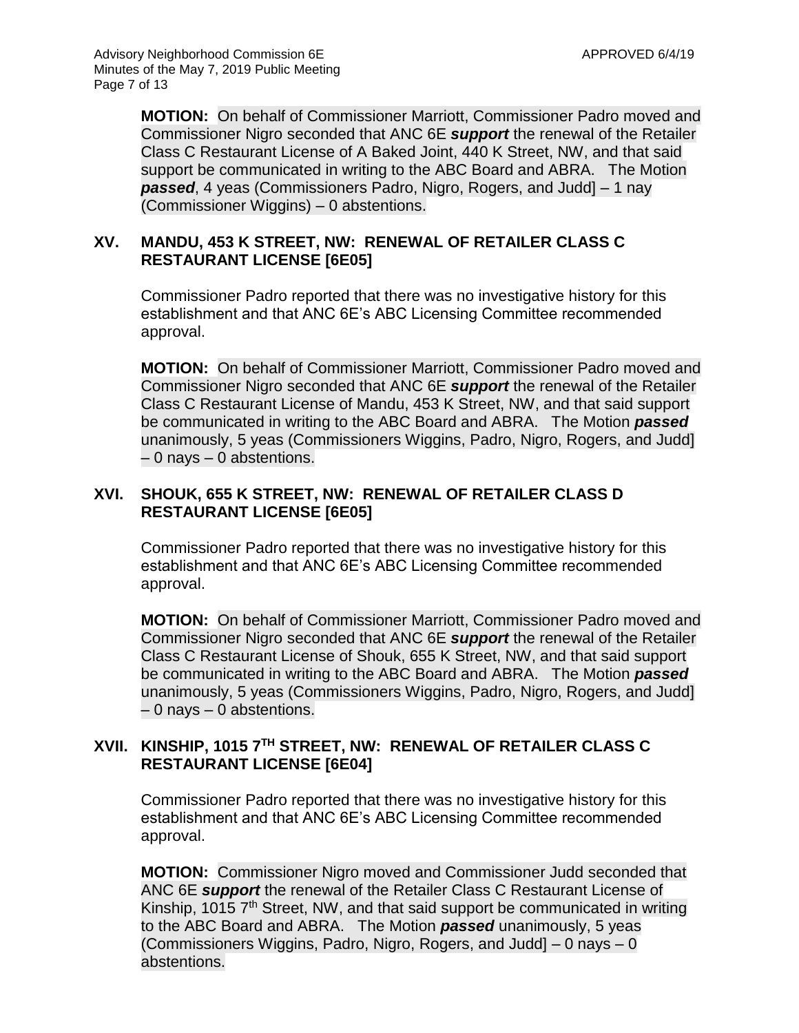**MOTION:** On behalf of Commissioner Marriott, Commissioner Padro moved and Commissioner Nigro seconded that ANC 6E ***support*** the renewal of the Retailer Class C Restaurant License of A Baked Joint, 440 K Street, NW, and that said support be communicated in writing to the ABC Board and ABRA. The Motion ***passed***, 4 yeas (Commissioners Padro, Nigro, Rogers, and Judd] – 1 nay (Commissioner Wiggins) – 0 abstentions.

## XV. MANDU, 453 K STREET, NW: RENEWAL OF RETAILER CLASS C RESTAURANT LICENSE [6E05]

Commissioner Padro reported that there was no investigative history for this establishment and that ANC 6E's ABC Licensing Committee recommended approval.

**MOTION:** On behalf of Commissioner Marriott, Commissioner Padro moved and Commissioner Nigro seconded that ANC 6E ***support*** the renewal of the Retailer Class C Restaurant License of Mandu, 453 K Street, NW, and that said support be communicated in writing to the ABC Board and ABRA. The Motion ***passed*** unanimously, 5 yeas (Commissioners Wiggins, Padro, Nigro, Rogers, and Judd] – 0 nays – 0 abstentions.

## XVI. SHOUK, 655 K STREET, NW: RENEWAL OF RETAILER CLASS D RESTAURANT LICENSE [6E05]

Commissioner Padro reported that there was no investigative history for this establishment and that ANC 6E's ABC Licensing Committee recommended approval.

**MOTION:** On behalf of Commissioner Marriott, Commissioner Padro moved and Commissioner Nigro seconded that ANC 6E ***support*** the renewal of the Retailer Class C Restaurant License of Shouk, 655 K Street, NW, and that said support be communicated in writing to the ABC Board and ABRA. The Motion ***passed*** unanimously, 5 yeas (Commissioners Wiggins, Padro, Nigro, Rogers, and Judd] – 0 nays – 0 abstentions.

## XVII. KINSHIP, 1015 7TH STREET, NW: RENEWAL OF RETAILER CLASS C RESTAURANT LICENSE [6E04]

Commissioner Padro reported that there was no investigative history for this establishment and that ANC 6E's ABC Licensing Committee recommended approval.

**MOTION:** Commissioner Nigro moved and Commissioner Judd seconded that ANC 6E ***support*** the renewal of the Retailer Class C Restaurant License of Kinship, 1015 7th Street, NW, and that said support be communicated in writing to the ABC Board and ABRA. The Motion ***passed*** unanimously, 5 yeas (Commissioners Wiggins, Padro, Nigro, Rogers, and Judd] – 0 nays – 0 abstentions.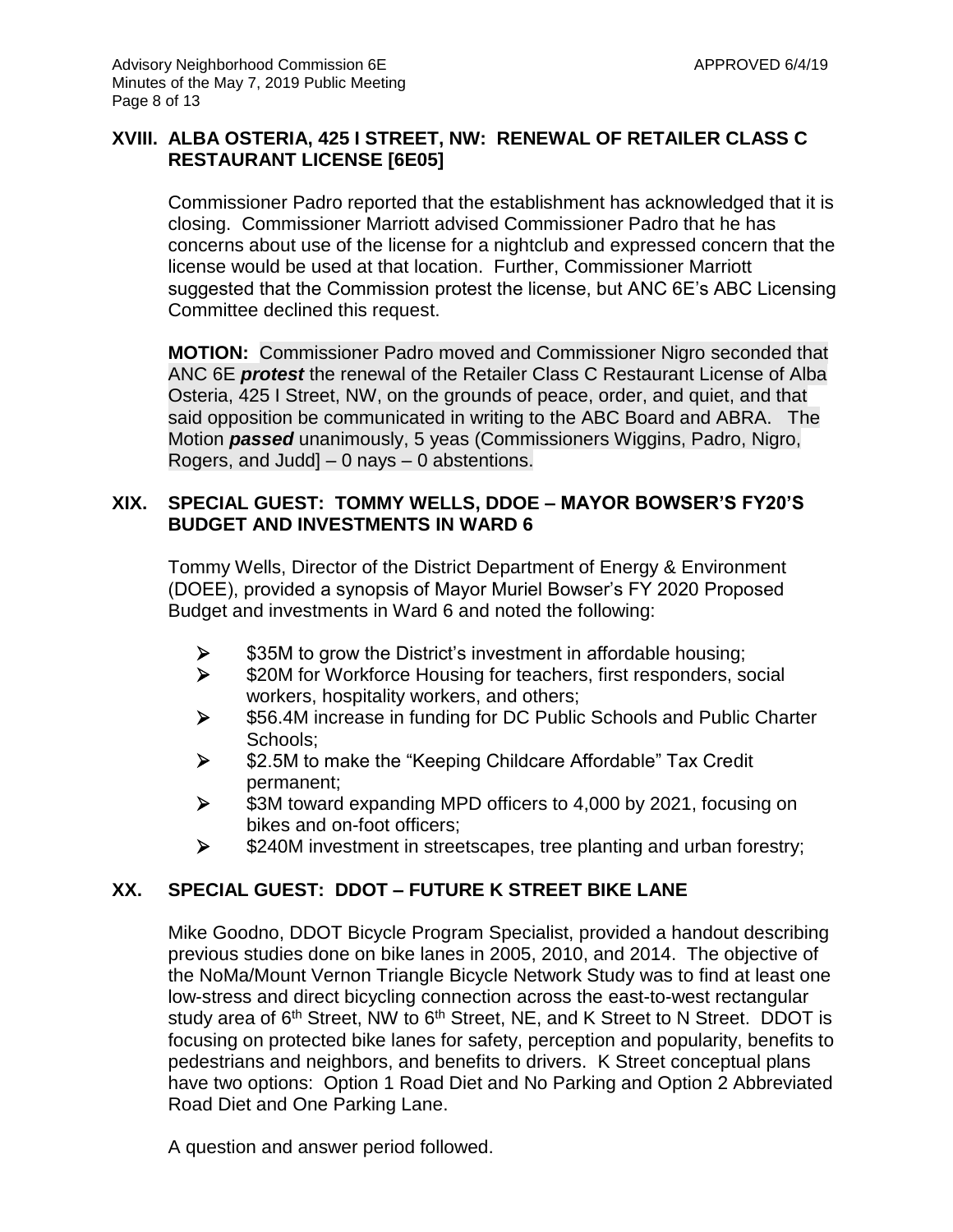## XVIII. ALBA OSTERIA, 425 I STREET, NW: RENEWAL OF RETAILER CLASS C RESTAURANT LICENSE [6E05]

Commissioner Padro reported that the establishment has acknowledged that it is closing. Commissioner Marriott advised Commissioner Padro that he has concerns about use of the license for a nightclub and expressed concern that the license would be used at that location. Further, Commissioner Marriott suggested that the Commission protest the license, but ANC 6E's ABC Licensing Committee declined this request.

**MOTION:** Commissioner Padro moved and Commissioner Nigro seconded that ANC 6E ***protest*** the renewal of the Retailer Class C Restaurant License of Alba Osteria, 425 I Street, NW, on the grounds of peace, order, and quiet, and that said opposition be communicated in writing to the ABC Board and ABRA. The Motion ***passed*** unanimously, 5 yeas (Commissioners Wiggins, Padro, Nigro, Rogers, and Judd] – 0 nays – 0 abstentions.

## XIX. SPECIAL GUEST: TOMMY WELLS, DDOE – MAYOR BOWSER'S FY20'S BUDGET AND INVESTMENTS IN WARD 6

Tommy Wells, Director of the District Department of Energy & Environment (DOEE), provided a synopsis of Mayor Muriel Bowser's FY 2020 Proposed Budget and investments in Ward 6 and noted the following:

- $35M to grow the District's investment in affordable housing;
- $20M for Workforce Housing for teachers, first responders, social workers, hospitality workers, and others;
- $56.4M increase in funding for DC Public Schools and Public Charter Schools;
- $2.5M to make the "Keeping Childcare Affordable" Tax Credit permanent;
- $3M toward expanding MPD officers to 4,000 by 2021, focusing on bikes and on-foot officers;
- $240M investment in streetscapes, tree planting and urban forestry;

## XX. SPECIAL GUEST: DDOT – FUTURE K STREET BIKE LANE

Mike Goodno, DDOT Bicycle Program Specialist, provided a handout describing previous studies done on bike lanes in 2005, 2010, and 2014. The objective of the NoMa/Mount Vernon Triangle Bicycle Network Study was to find at least one low-stress and direct bicycling connection across the east-to-west rectangular study area of 6th Street, NW to 6th Street, NE, and K Street to N Street. DDOT is focusing on protected bike lanes for safety, perception and popularity, benefits to pedestrians and neighbors, and benefits to drivers. K Street conceptual plans have two options: Option 1 Road Diet and No Parking and Option 2 Abbreviated Road Diet and One Parking Lane.

A question and answer period followed.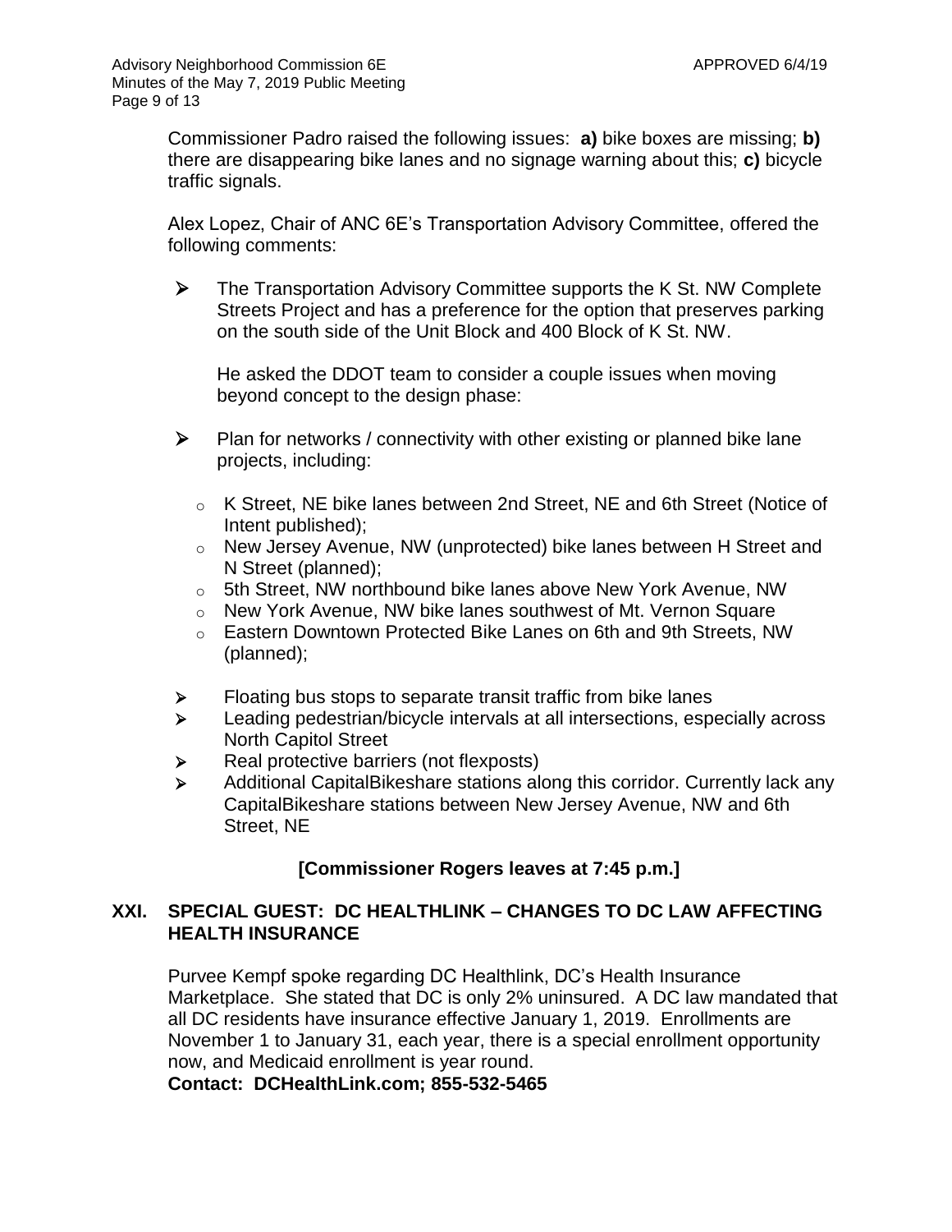Commissioner Padro raised the following issues: **a)** bike boxes are missing; **b)** there are disappearing bike lanes and no signage warning about this; **c)** bicycle traffic signals.

Alex Lopez, Chair of ANC 6E's Transportation Advisory Committee, offered the following comments:

- The Transportation Advisory Committee supports the K St. NW Complete Streets Project and has a preference for the option that preserves parking on the south side of the Unit Block and 400 Block of K St. NW.

  He asked the DDOT team to consider a couple issues when moving beyond concept to the design phase:

- Plan for networks / connectivity with other existing or planned bike lane projects, including:
  - K Street, NE bike lanes between 2nd Street, NE and 6th Street (Notice of Intent published);
  - New Jersey Avenue, NW (unprotected) bike lanes between H Street and N Street (planned);
  - 5th Street, NW northbound bike lanes above New York Avenue, NW
  - New York Avenue, NW bike lanes southwest of Mt. Vernon Square
  - Eastern Downtown Protected Bike Lanes on 6th and 9th Streets, NW (planned);
- Floating bus stops to separate transit traffic from bike lanes
- Leading pedestrian/bicycle intervals at all intersections, especially across North Capitol Street
- Real protective barriers (not flexposts)
- Additional CapitalBikeshare stations along this corridor. Currently lack any CapitalBikeshare stations between New Jersey Avenue, NW and 6th Street, NE

**[Commissioner Rogers leaves at 7:45 p.m.]**

## XXI. SPECIAL GUEST: DC HEALTHLINK – CHANGES TO DC LAW AFFECTING HEALTH INSURANCE

Purvee Kempf spoke regarding DC Healthlink, DC's Health Insurance Marketplace. She stated that DC is only 2% uninsured. A DC law mandated that all DC residents have insurance effective January 1, 2019. Enrollments are November 1 to January 31, each year, there is a special enrollment opportunity now, and Medicaid enrollment is year round.
**Contact: DCHealthLink.com; 855-532-5465**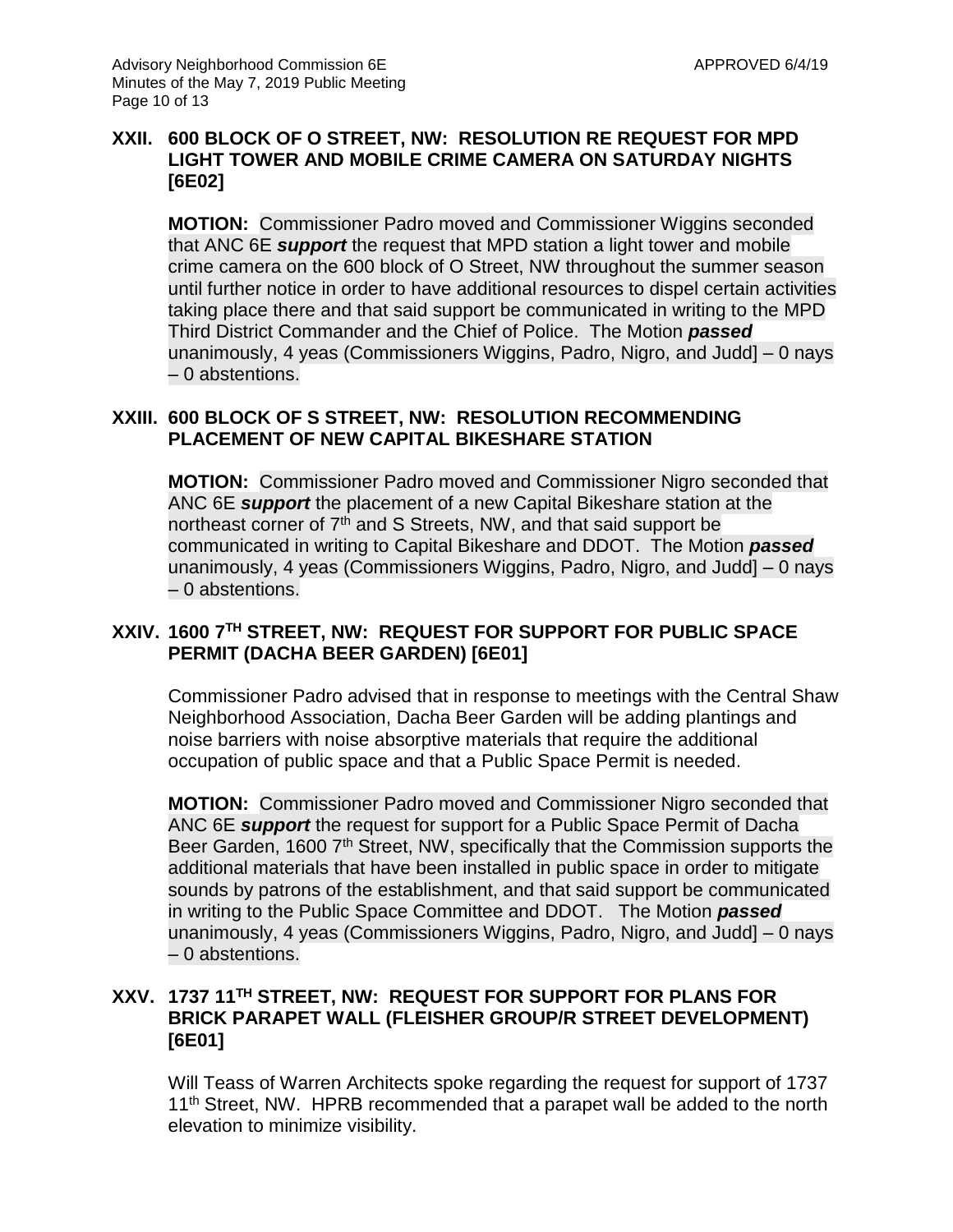## XXII. 600 BLOCK OF O STREET, NW: RESOLUTION RE REQUEST FOR MPD LIGHT TOWER AND MOBILE CRIME CAMERA ON SATURDAY NIGHTS [6E02]

**MOTION:** Commissioner Padro moved and Commissioner Wiggins seconded that ANC 6E ***support*** the request that MPD station a light tower and mobile crime camera on the 600 block of O Street, NW throughout the summer season until further notice in order to have additional resources to dispel certain activities taking place there and that said support be communicated in writing to the MPD Third District Commander and the Chief of Police. The Motion ***passed*** unanimously, 4 yeas (Commissioners Wiggins, Padro, Nigro, and Judd] – 0 nays – 0 abstentions.

## XXIII. 600 BLOCK OF S STREET, NW: RESOLUTION RECOMMENDING PLACEMENT OF NEW CAPITAL BIKESHARE STATION

**MOTION:** Commissioner Padro moved and Commissioner Nigro seconded that ANC 6E ***support*** the placement of a new Capital Bikeshare station at the northeast corner of 7th and S Streets, NW, and that said support be communicated in writing to Capital Bikeshare and DDOT. The Motion ***passed*** unanimously, 4 yeas (Commissioners Wiggins, Padro, Nigro, and Judd] – 0 nays – 0 abstentions.

## XXIV. 1600 7TH STREET, NW: REQUEST FOR SUPPORT FOR PUBLIC SPACE PERMIT (DACHA BEER GARDEN) [6E01]

Commissioner Padro advised that in response to meetings with the Central Shaw Neighborhood Association, Dacha Beer Garden will be adding plantings and noise barriers with noise absorptive materials that require the additional occupation of public space and that a Public Space Permit is needed.

**MOTION:** Commissioner Padro moved and Commissioner Nigro seconded that ANC 6E ***support*** the request for support for a Public Space Permit of Dacha Beer Garden, 1600 7th Street, NW, specifically that the Commission supports the additional materials that have been installed in public space in order to mitigate sounds by patrons of the establishment, and that said support be communicated in writing to the Public Space Committee and DDOT. The Motion ***passed*** unanimously, 4 yeas (Commissioners Wiggins, Padro, Nigro, and Judd] – 0 nays – 0 abstentions.

## XXV. 1737 11TH STREET, NW: REQUEST FOR SUPPORT FOR PLANS FOR BRICK PARAPET WALL (FLEISHER GROUP/R STREET DEVELOPMENT) [6E01]

Will Teass of Warren Architects spoke regarding the request for support of 1737 11th Street, NW. HPRB recommended that a parapet wall be added to the north elevation to minimize visibility.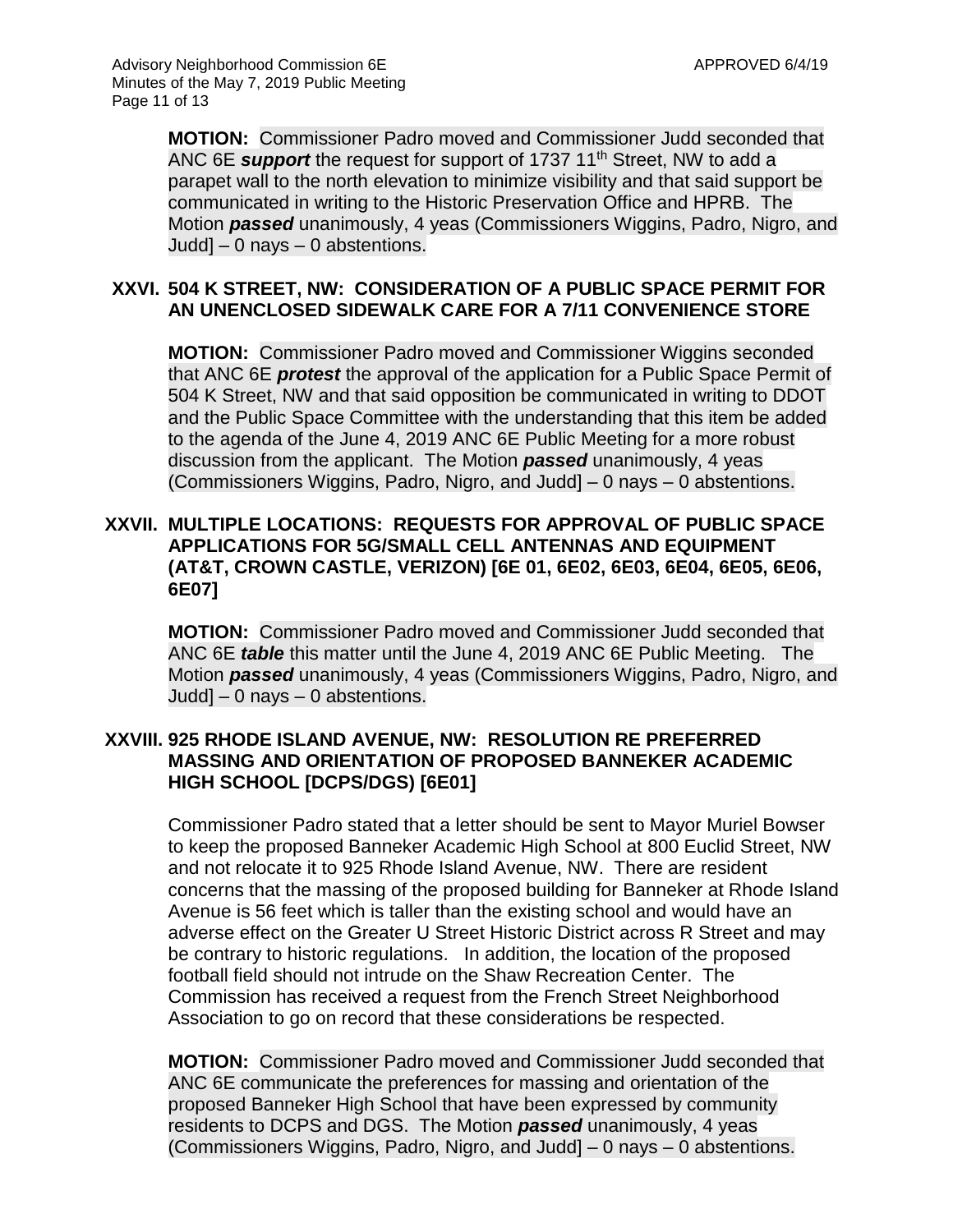**MOTION:** Commissioner Padro moved and Commissioner Judd seconded that ANC 6E ***support*** the request for support of 1737 11th Street, NW to add a parapet wall to the north elevation to minimize visibility and that said support be communicated in writing to the Historic Preservation Office and HPRB. The Motion ***passed*** unanimously, 4 yeas (Commissioners Wiggins, Padro, Nigro, and Judd] – 0 nays – 0 abstentions.

## XXVI. 504 K STREET, NW: CONSIDERATION OF A PUBLIC SPACE PERMIT FOR AN UNENCLOSED SIDEWALK CARE FOR A 7/11 CONVENIENCE STORE

**MOTION:** Commissioner Padro moved and Commissioner Wiggins seconded that ANC 6E ***protest*** the approval of the application for a Public Space Permit of 504 K Street, NW and that said opposition be communicated in writing to DDOT and the Public Space Committee with the understanding that this item be added to the agenda of the June 4, 2019 ANC 6E Public Meeting for a more robust discussion from the applicant. The Motion ***passed*** unanimously, 4 yeas (Commissioners Wiggins, Padro, Nigro, and Judd] – 0 nays – 0 abstentions.

## XXVII. MULTIPLE LOCATIONS: REQUESTS FOR APPROVAL OF PUBLIC SPACE APPLICATIONS FOR 5G/SMALL CELL ANTENNAS AND EQUIPMENT (AT&T, CROWN CASTLE, VERIZON) [6E 01, 6E02, 6E03, 6E04, 6E05, 6E06, 6E07]

**MOTION:** Commissioner Padro moved and Commissioner Judd seconded that ANC 6E ***table*** this matter until the June 4, 2019 ANC 6E Public Meeting. The Motion ***passed*** unanimously, 4 yeas (Commissioners Wiggins, Padro, Nigro, and Judd] – 0 nays – 0 abstentions.

## XXVIII. 925 RHODE ISLAND AVENUE, NW: RESOLUTION RE PREFERRED MASSING AND ORIENTATION OF PROPOSED BANNEKER ACADEMIC HIGH SCHOOL [DCPS/DGS] [6E01]

Commissioner Padro stated that a letter should be sent to Mayor Muriel Bowser to keep the proposed Banneker Academic High School at 800 Euclid Street, NW and not relocate it to 925 Rhode Island Avenue, NW. There are resident concerns that the massing of the proposed building for Banneker at Rhode Island Avenue is 56 feet which is taller than the existing school and would have an adverse effect on the Greater U Street Historic District across R Street and may be contrary to historic regulations. In addition, the location of the proposed football field should not intrude on the Shaw Recreation Center. The Commission has received a request from the French Street Neighborhood Association to go on record that these considerations be respected.

**MOTION:** Commissioner Padro moved and Commissioner Judd seconded that ANC 6E communicate the preferences for massing and orientation of the proposed Banneker High School that have been expressed by community residents to DCPS and DGS. The Motion ***passed*** unanimously, 4 yeas (Commissioners Wiggins, Padro, Nigro, and Judd] – 0 nays – 0 abstentions.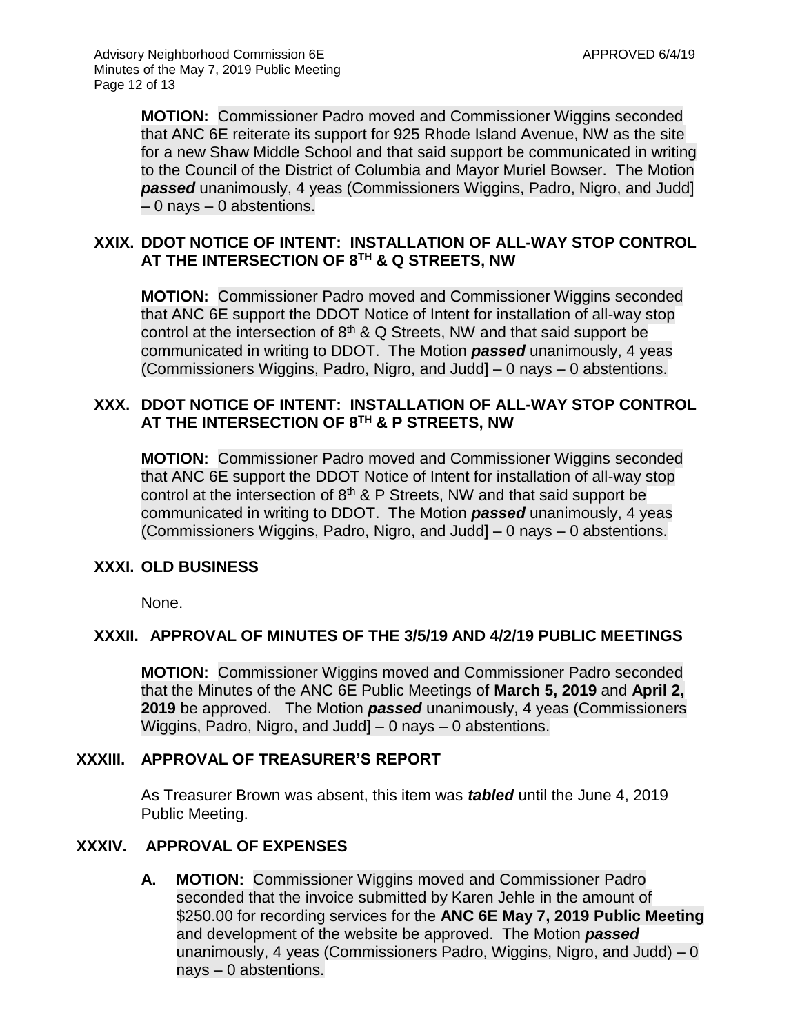**MOTION:** Commissioner Padro moved and Commissioner Wiggins seconded that ANC 6E reiterate its support for 925 Rhode Island Avenue, NW as the site for a new Shaw Middle School and that said support be communicated in writing to the Council of the District of Columbia and Mayor Muriel Bowser. The Motion ***passed*** unanimously, 4 yeas (Commissioners Wiggins, Padro, Nigro, and Judd] – 0 nays – 0 abstentions.

## XXIX. DDOT NOTICE OF INTENT: INSTALLATION OF ALL-WAY STOP CONTROL AT THE INTERSECTION OF 8TH & Q STREETS, NW

**MOTION:** Commissioner Padro moved and Commissioner Wiggins seconded that ANC 6E support the DDOT Notice of Intent for installation of all-way stop control at the intersection of 8th & Q Streets, NW and that said support be communicated in writing to DDOT. The Motion ***passed*** unanimously, 4 yeas (Commissioners Wiggins, Padro, Nigro, and Judd] – 0 nays – 0 abstentions.

## XXX. DDOT NOTICE OF INTENT: INSTALLATION OF ALL-WAY STOP CONTROL AT THE INTERSECTION OF 8TH & P STREETS, NW

**MOTION:** Commissioner Padro moved and Commissioner Wiggins seconded that ANC 6E support the DDOT Notice of Intent for installation of all-way stop control at the intersection of 8th & P Streets, NW and that said support be communicated in writing to DDOT. The Motion ***passed*** unanimously, 4 yeas (Commissioners Wiggins, Padro, Nigro, and Judd] – 0 nays – 0 abstentions.

## XXXI. OLD BUSINESS

None.

## XXXII. APPROVAL OF MINUTES OF THE 3/5/19 AND 4/2/19 PUBLIC MEETINGS

**MOTION:** Commissioner Wiggins moved and Commissioner Padro seconded that the Minutes of the ANC 6E Public Meetings of **March 5, 2019** and **April 2, 2019** be approved. The Motion ***passed*** unanimously, 4 yeas (Commissioners Wiggins, Padro, Nigro, and Judd] – 0 nays – 0 abstentions.

## XXXIII. APPROVAL OF TREASURER'S REPORT

As Treasurer Brown was absent, this item was ***tabled*** until the June 4, 2019 Public Meeting.

## XXXIV. APPROVAL OF EXPENSES

**A. MOTION:** Commissioner Wiggins moved and Commissioner Padro seconded that the invoice submitted by Karen Jehle in the amount of $250.00 for recording services for the **ANC 6E May 7, 2019 Public Meeting** and development of the website be approved. The Motion ***passed*** unanimously, 4 yeas (Commissioners Padro, Wiggins, Nigro, and Judd) – 0 nays – 0 abstentions.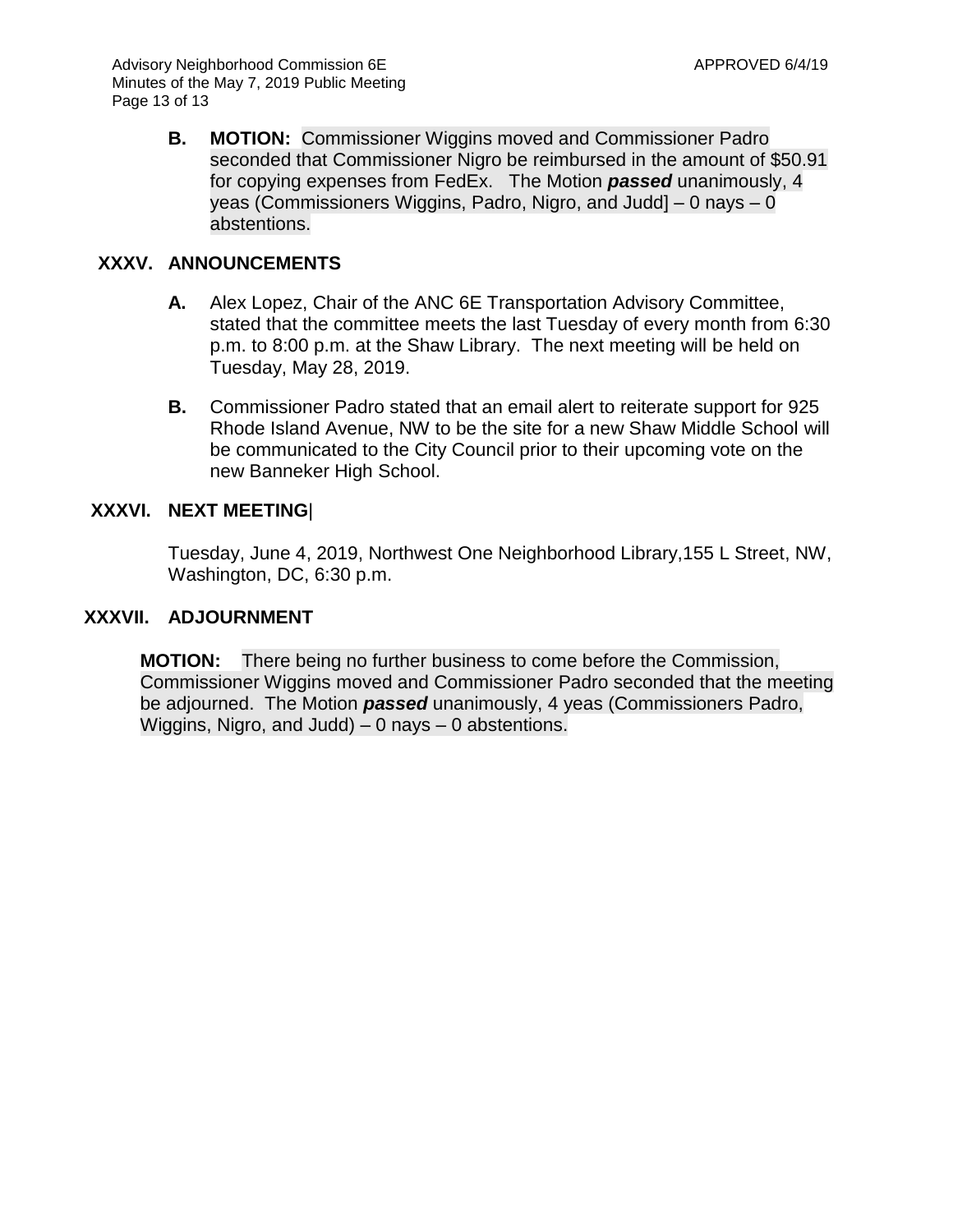**B. MOTION:** Commissioner Wiggins moved and Commissioner Padro seconded that Commissioner Nigro be reimbursed in the amount of $50.91 for copying expenses from FedEx. The Motion ***passed*** unanimously, 4 yeas (Commissioners Wiggins, Padro, Nigro, and Judd] – 0 nays – 0 abstentions.

## XXXV. ANNOUNCEMENTS

**A.** Alex Lopez, Chair of the ANC 6E Transportation Advisory Committee, stated that the committee meets the last Tuesday of every month from 6:30 p.m. to 8:00 p.m. at the Shaw Library. The next meeting will be held on Tuesday, May 28, 2019.

**B.** Commissioner Padro stated that an email alert to reiterate support for 925 Rhode Island Avenue, NW to be the site for a new Shaw Middle School will be communicated to the City Council prior to their upcoming vote on the new Banneker High School.

## XXXVI. NEXT MEETING

Tuesday, June 4, 2019, Northwest One Neighborhood Library,155 L Street, NW, Washington, DC, 6:30 p.m.

## XXXVII. ADJOURNMENT

**MOTION:** There being no further business to come before the Commission, Commissioner Wiggins moved and Commissioner Padro seconded that the meeting be adjourned. The Motion ***passed*** unanimously, 4 yeas (Commissioners Padro, Wiggins, Nigro, and Judd) – 0 nays – 0 abstentions.